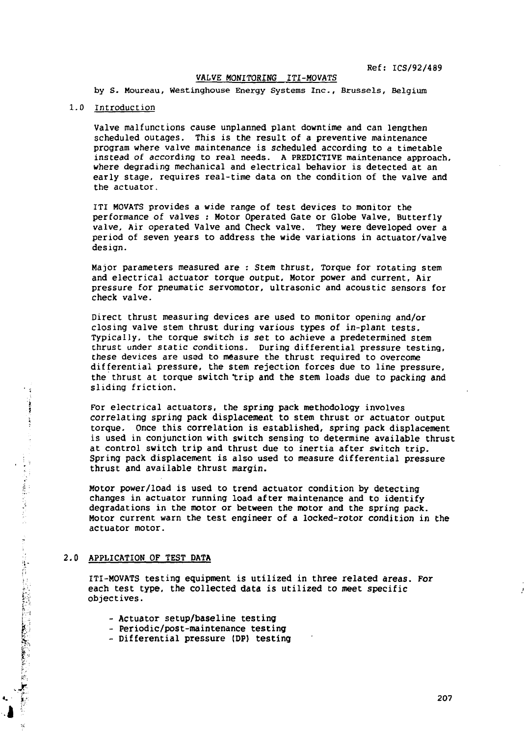Ref: ICS/92/489

# VALVE MONITORING ITI-MOVATS

by S. Moureau, Westinghouse Energy Systems Inc., Brussels, Belgium

## 1.0 Introduction

Valve malfunctions cause unplanned plant downtime and can lengthen scheduled outages. This is the result of a preventive maintenance program where valve maintenance is scheduled according to a timetable instead of according to real needs. A PREDICTIVE maintenance approach, where degrading mechanical and electrical behavior is detected at an early stage, requires real-time data on the condition of the valve and the actuator.

ITI MOVATS provides a wide range of test devices to monitor the performance of valves : Motor Operated Gate or Globe Valve, Butterfly valve, Air operated Valve and Check valve. They were developed over a period of seven years to address the wide variations in actuator/valve design.

Major parameters measured are : Stem thrust, Torque for rotating stem and electrical actuator torque output, Motor power and current, Air pressure for pneumatic servomotor, ultrasonic and acoustic sensors for check valve.

Direct thrust measuring devices are used to monitor opening and/or closing valve stem thrust during various types of in-plant tests. Typically, the torque switch is set to achieve a predetermined stem thrust under static conditions. During differential pressure testing, these devices are used to measure the thrust required to overcome differential pressure, the stem rejection forces due to line pressure, the thrust at torque switch trip and the stem loads due to packing and sliding friction.

For electrical actuators, the spring pack methodology involves correlating spring pack displacement to stem thrust or actuator output torque. Once this correlation is established, spring pack displacement is used in conjunction with switch sensing to determine available thrust at control switch trip and thrust due to inertia after switch trip. Spring pack displacement is also used to measure differential pressure thrust and available thrust margin.

Motor power/load is used to trend actuator condition by detecting changes in actuator running load after maintenance and to identify degradations in the motor or between the motor and the spring pack. Motor current warn the test engineer of a locked-rotor condition in the actuator motor.

## 2.0 APPLICATION OF TEST DATA

ITI-MOVATS testing equipment is utilized in three related areas. For each test type, the collected data is utilized to meet specific objectives.

- Actuator setup/baseline testing
- Periodic/post-maintenance testing
- Differential pressure (DP) testing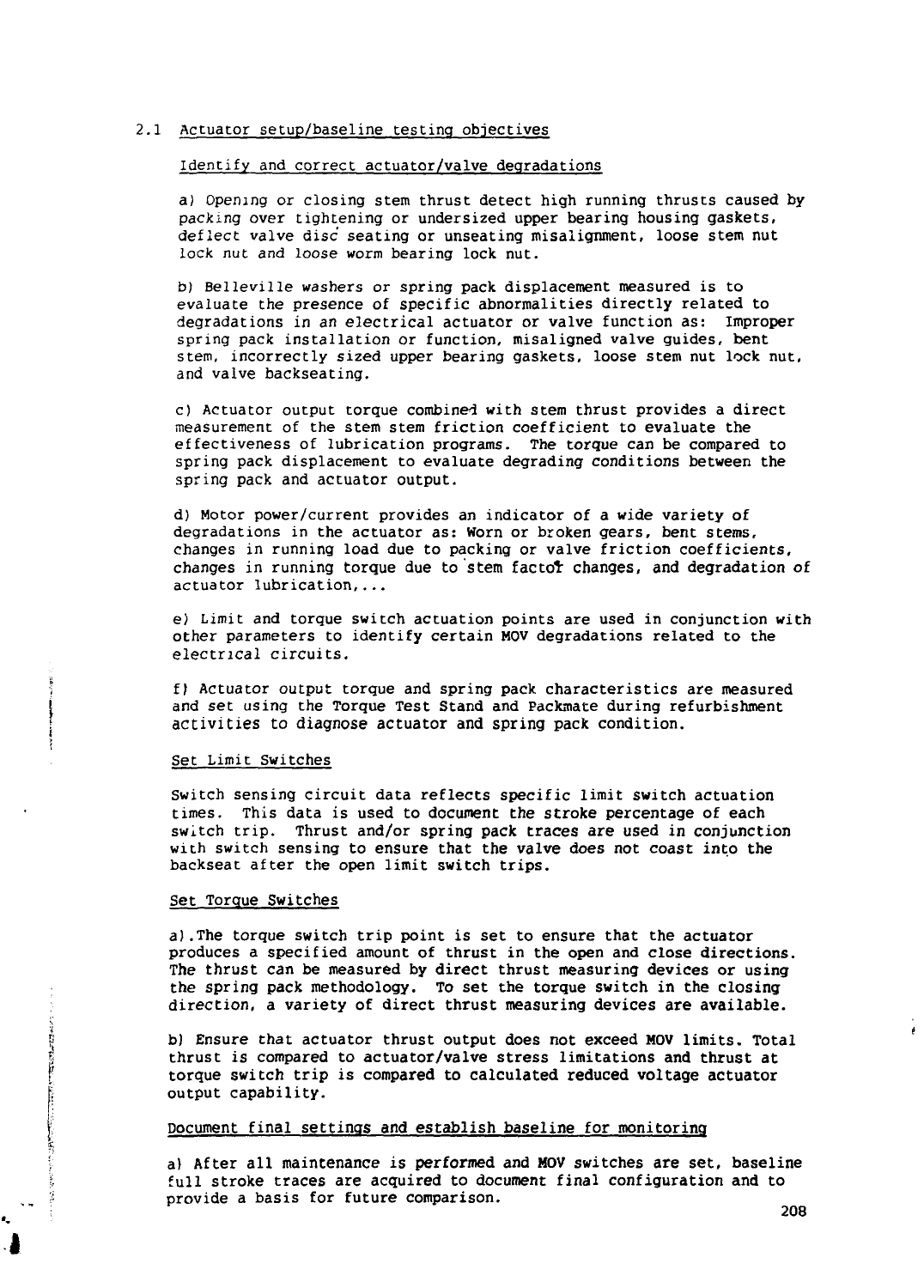## 2.1 Actuator setup/baseline testing objectives

### Identify and correct actuator/valve degradations

a) Opening or closing stem thrust detect high running thrusts caused by packing over tightening or undersized upper bearing housing gaskets, deflect valve disc seating or unseating misalignment, loose stem nut lock nut and loose worm bearing lock nut.

b) Belleville washers or spring pack displacement measured is to evaluate the presence of specific abnormalities directly related to degradations in an electrical actuator or valve function as: Improper spring pack installation or function, misaligned valve guides, bent stem, incorrectly sized upper bearing gaskets, loose stem nut lock nut, and valve backseating.

c) Actuator output torque combined with stem thrust provides a direct measurement of the stem stem friction coefficient to evaluate the effectiveness of lubrication programs. The torque can be compared to spring pack displacement to evaluate degrading conditions between the spring pack and actuator output.

d) Motor power/current provides an indicator of a wide variety of degradations in the actuator as: Worn or broken gears, bent stems, changes in running load due to packing or valve friction coefficients, changes in running torque due to stem factor changes, and degradation of actuator lubrication,...

e) Limit and torque switch actuation points are used in conjunction with other parameters to identify certain MOV degradations related to the electrical circuits.

f) Actuator output torque and spring pack characteristics are measured and set using the Torque Test Stand and Packmate during refurbishment activities to diagnose actuator and spring pack condition.

### Set Limit Switches

Switch sensing circuit data reflects specific limit switch actuation times. This data is used to document the stroke percentage of each switch trip. Thrust and/or spring pack traces are used in conjunction with switch sensing to ensure that the valve does not coast into the backseat after the open limit switch trips.

### Set Torque Switches

a).The torque switch trip point is set to ensure that the actuator produces a specified amount of thrust in the open and close directions. The thrust can be measured by direct thrust measuring devices or using the spring pack methodology. To set the torque switch in the closing direction, a variety of direct thrust measuring devices are available.

b) Ensure that actuator thrust output does not exceed MOV limits. Total thrust is compared to actuator/valve stress limitations and thrust at torque switch trip is compared to calculated reduced voltage actuator output capability.

### Document final settings and establish baseline for monitoring

a) After all maintenance is performed and MOV switches are set, baseline full stroke traces are acquired to document final configuration and to provide a basis for future comparison.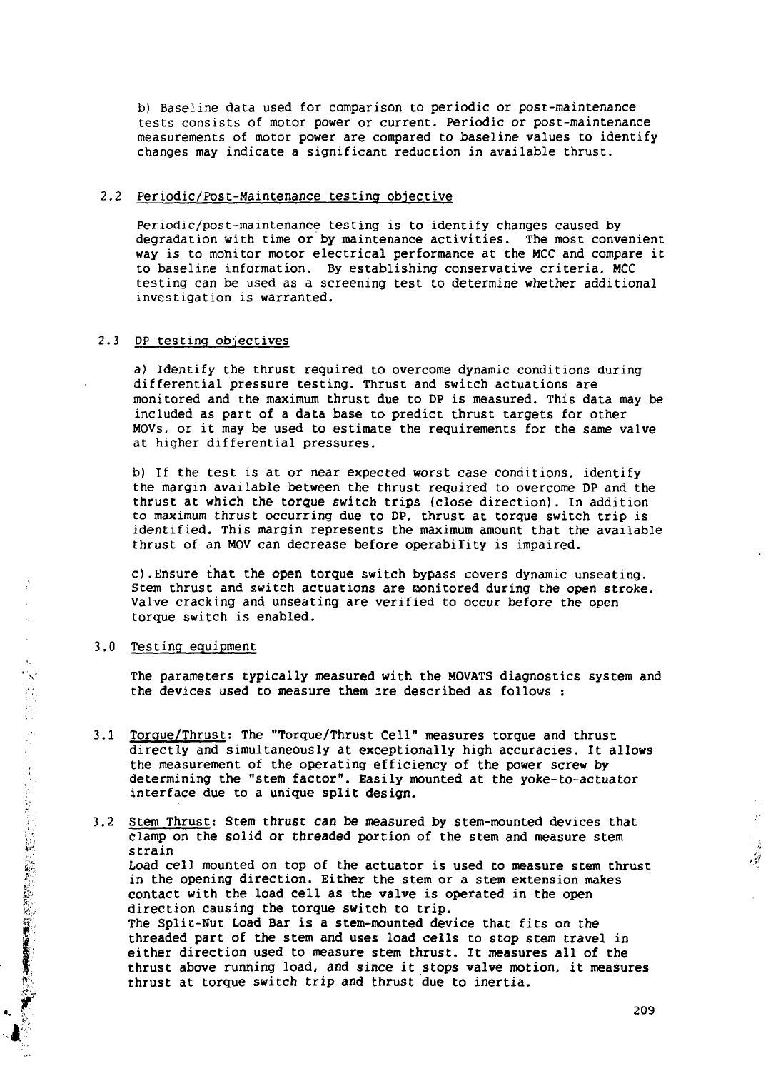b) Baseline data used for comparison to periodic or post-maintenance tests consists of motor power or current. Periodic or post-maintenance measurements of motor power are compared to baseline values to identify changes may indicate a significant reduction in available thrust.

## 2.2 Periodic/Post-Maintenance testing objective

Periodic/post-maintenance testing is to identify changes caused by degradation with time or by maintenance activities. The most convenient way is to monitor motor electrical performance at the MCC and compare it to baseline information. By establishing conservative criteria, MCC testing can be used as a screening test to determine whether additional investigation is warranted.

## 2.3 DP testing objectives

a) Identify the thrust required to overcome dynamic conditions during differential pressure testing. Thrust and switch actuations are monitored and the maximum thrust due to DP is measured. This data may be included as part of a data base to predict thrust targets for other MOVs, or it may be used to estimate the requirements for the same valve at higher differential pressures.

b) If the test is at or near expected worst case conditions, identify the margin available between the thrust required to overcome DP and the thrust at which the torque switch trips (close direction). In addition to maximum thrust occurring due to DP, thrust at torque switch trip is identified. This margin represents the maximum amount that the available thrust of an MOV can decrease before operability is impaired.

c). Ensure that the open torque switch bypass covers dynamic unseating. Stem thrust and switch actuations are monitored during the open stroke. Valve cracking and unseating are verified to occur before the open torque switch is enabled.

# 3.0 Testing equipment

The parameters typically measured with the MOVATS diagnostics system and the devices used to measure them are described as follows :

## 3.1 Torque/Thrust

Torque/Thrust: The "Torque/Thrust Cell" measures torque and thrust directly and simultaneously at exceptionally high accuracies. It allows the measurement of the operating efficiency of the power screw by determining the "stem factor". Easily mounted at the yoke-to-actuator interface due to a unique split design.

## 3.2 Stem Thrust

Stem Thrust: Stem thrust can be measured by stem-mounted devices that clamp on the solid or threaded portion of the stem and measure stem strain

Load cell mounted on top of the actuator is used to measure stem thrust in the opening direction. Either the stem or a stem extension makes contact with the load cell as the valve is operated in the open direction causing the torque switch to trip.

The Split-Nut Load Bar is a stem-mounted device that fits on the threaded part of the stem and uses load cells to stop stem travel in either direction used to measure stem thrust. It measures all of the thrust above running load, and since it stops valve motion, it measures thrust at torque switch trip and thrust due to inertia.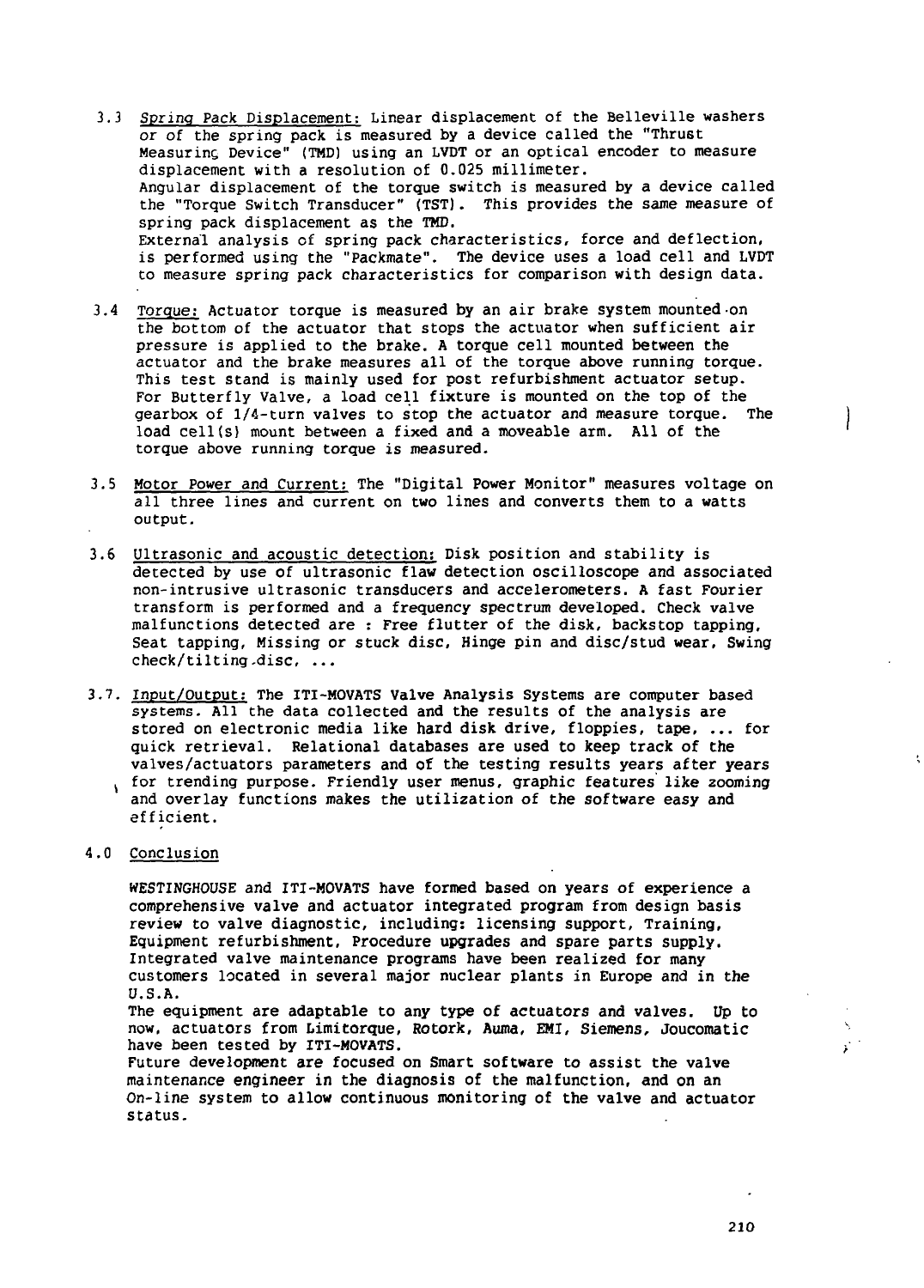3.3 <u>Spring Pack Displacement:</u> Linear displacement of the Belleville washers or of the spring pack is measured by a device called the "Thrust Measuring Device" (TMD) using an LVDT or an optical encoder to measure displacement with a resolution of 0.025 millimeter.
Angular displacement of the torque switch is measured by a device called the "Torque Switch Transducer" (TST). This provides the same measure of spring pack displacement as the TMD.
External analysis of spring pack characteristics, force and deflection, is performed using the "Packmate". The device uses a load cell and LVDT to measure spring pack characteristics for comparison with design data.

3.4 <u>Torque:</u> Actuator torque is measured by an air brake system mounted on the bottom of the actuator that stops the actuator when sufficient air pressure is applied to the brake. A torque cell mounted between the actuator and the brake measures all of the torque above running torque. This test stand is mainly used for post refurbishment actuator setup.
For Butterfly Valve, a load cell fixture is mounted on the top of the gearbox of 1/4-turn valves to stop the actuator and measure torque. The load cell(s) mount between a fixed and a moveable arm. All of the torque above running torque is measured.

3.5 <u>Motor Power and Current:</u> The "Digital Power Monitor" measures voltage on all three lines and current on two lines and converts them to a watts output.

3.6 <u>Ultrasonic and acoustic detection:</u> Disk position and stability is detected by use of ultrasonic flaw detection oscilloscope and associated non-intrusive ultrasonic transducers and accelerometers. A fast Fourier transform is performed and a frequency spectrum developed. Check valve malfunctions detected are : Free flutter of the disk, backstop tapping, Seat tapping, Missing or stuck disc, Hinge pin and disc/stud wear, Swing check/tilting disc, ...

3.7. <u>Input/Output:</u> The ITI-MOVATS Valve Analysis Systems are computer based systems. All the data collected and the results of the analysis are stored on electronic media like hard disk drive, floppies, tape, ... for quick retrieval. Relational databases are used to keep track of the valves/actuators parameters and of the testing results years after years for trending purpose. Friendly user menus, graphic features like zooming and overlay functions makes the utilization of the software easy and efficient.

## 4.0 <u>Conclusion</u>

WESTINGHOUSE and ITI-MOVATS have formed based on years of experience a comprehensive valve and actuator integrated program from design basis review to valve diagnostic, including: licensing support, Training, Equipment refurbishment, Procedure upgrades and spare parts supply. Integrated valve maintenance programs have been realized for many customers located in several major nuclear plants in Europe and in the U.S.A.
The equipment are adaptable to any type of actuators and valves. Up to now, actuators from Limitorque, Rotork, Auma, EMI, Siemens, Joucomatic have been tested by ITI-MOVATS.
Future development are focused on Smart software to assist the valve maintenance engineer in the diagnosis of the malfunction, and on an On-line system to allow continuous monitoring of the valve and actuator status.